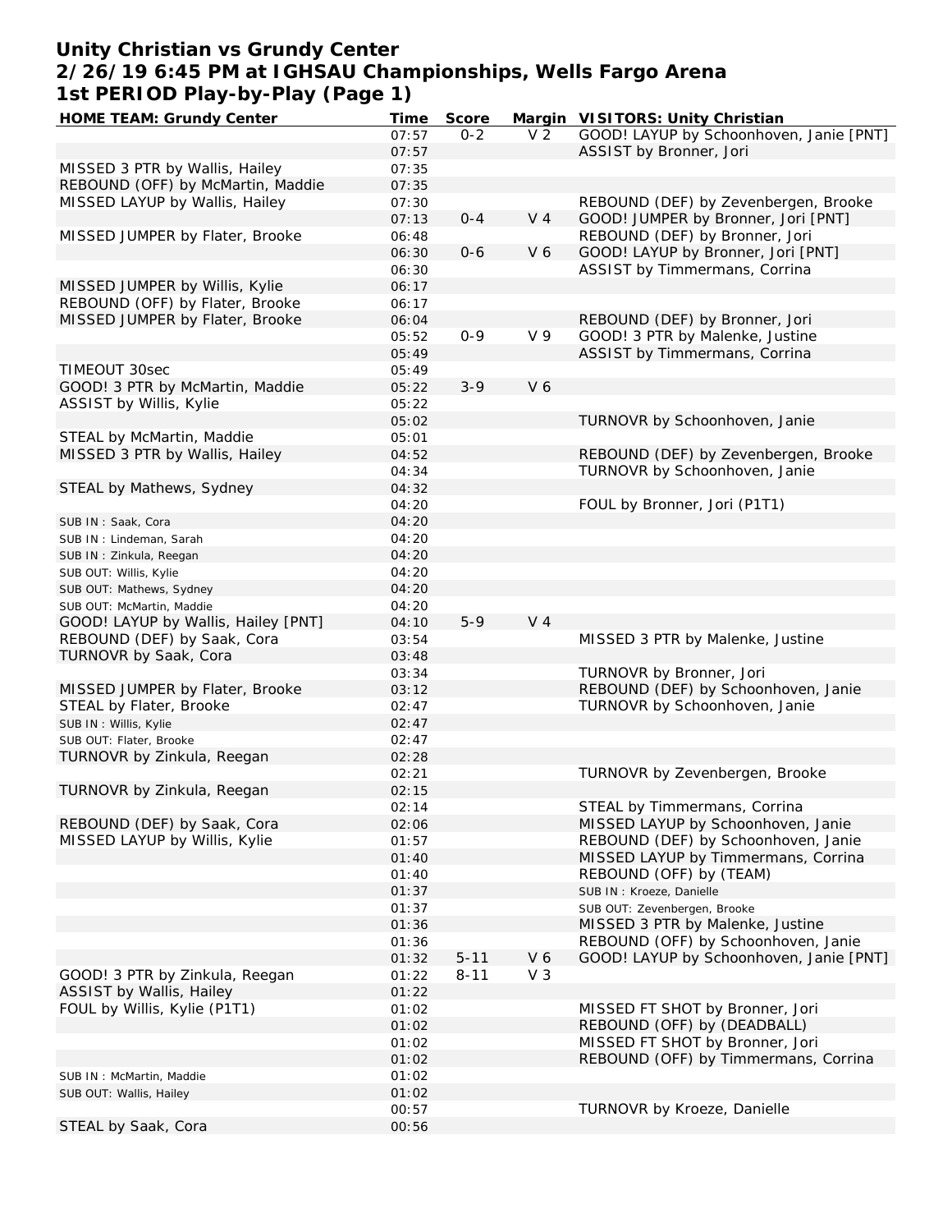# Unity Christian vs Grundy Center
## 2/26/19 6:45 PM at IGHSAU Championships, Wells Fargo Arena
## 1st PERIOD Play-by-Play (Page 1)

| HOME TEAM: Grundy Center | Time | Score | Margin | VISITORS: Unity Christian |
|---|---|---|---|---|
| | 07:57 | 0-2 | V 2 | GOOD! LAYUP by Schoonhoven, Janie [PNT] |
| | 07:57 | | | ASSIST by Bronner, Jori |
| MISSED 3 PTR by Wallis, Hailey | 07:35 | | | |
| REBOUND (OFF) by McMartin, Maddie | 07:35 | | | |
| MISSED LAYUP by Wallis, Hailey | 07:30 | | | REBOUND (DEF) by Zevenbergen, Brooke |
| | 07:13 | 0-4 | V 4 | GOOD! JUMPER by Bronner, Jori [PNT] |
| MISSED JUMPER by Flater, Brooke | 06:48 | | | REBOUND (DEF) by Bronner, Jori |
| | 06:30 | 0-6 | V 6 | GOOD! LAYUP by Bronner, Jori [PNT] |
| | 06:30 | | | ASSIST by Timmermans, Corrina |
| MISSED JUMPER by Willis, Kylie | 06:17 | | | |
| REBOUND (OFF) by Flater, Brooke | 06:17 | | | |
| MISSED JUMPER by Flater, Brooke | 06:04 | | | REBOUND (DEF) by Bronner, Jori |
| | 05:52 | 0-9 | V 9 | GOOD! 3 PTR by Malenke, Justine |
| | 05:49 | | | ASSIST by Timmermans, Corrina |
| TIMEOUT 30sec | 05:49 | | | |
| GOOD! 3 PTR by McMartin, Maddie | 05:22 | 3-9 | V 6 | |
| ASSIST by Willis, Kylie | 05:22 | | | |
| | 05:02 | | | TURNOVR by Schoonhoven, Janie |
| STEAL by McMartin, Maddie | 05:01 | | | |
| MISSED 3 PTR by Wallis, Hailey | 04:52 | | | REBOUND (DEF) by Zevenbergen, Brooke |
| | 04:34 | | | TURNOVR by Schoonhoven, Janie |
| STEAL by Mathews, Sydney | 04:32 | | | |
| | 04:20 | | | FOUL by Bronner, Jori (P1T1) |
| SUB IN : Saak, Cora | 04:20 | | | |
| SUB IN : Lindeman, Sarah | 04:20 | | | |
| SUB IN : Zinkula, Reegan | 04:20 | | | |
| SUB OUT: Willis, Kylie | 04:20 | | | |
| SUB OUT: Mathews, Sydney | 04:20 | | | |
| SUB OUT: McMartin, Maddie | 04:20 | | | |
| GOOD! LAYUP by Wallis, Hailey [PNT] | 04:10 | 5-9 | V 4 | |
| REBOUND (DEF) by Saak, Cora | 03:54 | | | MISSED 3 PTR by Malenke, Justine |
| TURNOVR by Saak, Cora | 03:48 | | | |
| | 03:34 | | | TURNOVR by Bronner, Jori |
| MISSED JUMPER by Flater, Brooke | 03:12 | | | REBOUND (DEF) by Schoonhoven, Janie |
| STEAL by Flater, Brooke | 02:47 | | | TURNOVR by Schoonhoven, Janie |
| SUB IN : Willis, Kylie | 02:47 | | | |
| SUB OUT: Flater, Brooke | 02:47 | | | |
| TURNOVR by Zinkula, Reegan | 02:28 | | | |
| | 02:21 | | | TURNOVR by Zevenbergen, Brooke |
| TURNOVR by Zinkula, Reegan | 02:15 | | | |
| | 02:14 | | | STEAL by Timmermans, Corrina |
| REBOUND (DEF) by Saak, Cora | 02:06 | | | MISSED LAYUP by Schoonhoven, Janie |
| MISSED LAYUP by Willis, Kylie | 01:57 | | | REBOUND (DEF) by Schoonhoven, Janie |
| | 01:40 | | | MISSED LAYUP by Timmermans, Corrina |
| | 01:40 | | | REBOUND (OFF) by (TEAM) |
| | 01:37 | | | SUB IN : Kroeze, Danielle |
| | 01:37 | | | SUB OUT: Zevenbergen, Brooke |
| | 01:36 | | | MISSED 3 PTR by Malenke, Justine |
| | 01:36 | | | REBOUND (OFF) by Schoonhoven, Janie |
| | 01:32 | 5-11 | V 6 | GOOD! LAYUP by Schoonhoven, Janie [PNT] |
| GOOD! 3 PTR by Zinkula, Reegan | 01:22 | 8-11 | V 3 | |
| ASSIST by Wallis, Hailey | 01:22 | | | |
| FOUL by Willis, Kylie (P1T1) | 01:02 | | | MISSED FT SHOT by Bronner, Jori |
| | 01:02 | | | REBOUND (OFF) by (DEADBALL) |
| | 01:02 | | | MISSED FT SHOT by Bronner, Jori |
| | 01:02 | | | REBOUND (OFF) by Timmermans, Corrina |
| SUB IN : McMartin, Maddie | 01:02 | | | |
| SUB OUT: Wallis, Hailey | 01:02 | | | |
| | 00:57 | | | TURNOVR by Kroeze, Danielle |
| STEAL by Saak, Cora | 00:56 | | | |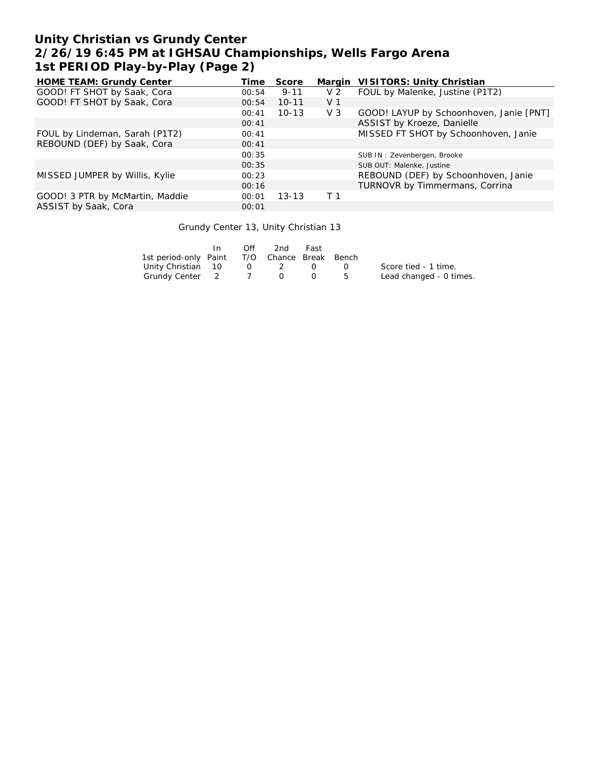# Unity Christian vs Grundy Center
## 2/26/19 6:45 PM at IGHSAU Championships, Wells Fargo Arena
## 1st PERIOD Play-by-Play (Page 2)

| HOME TEAM: Grundy Center | Time | Score | Margin | VISITORS: Unity Christian |
|---|---|---|---|---|
| GOOD! FT SHOT by Saak, Cora | 00:54 | 9-11 | V 2 | FOUL by Malenke, Justine (P1T2) |
| GOOD! FT SHOT by Saak, Cora | 00:54 | 10-11 | V 1 | |
| | 00:41 | 10-13 | V 3 | GOOD! LAYUP by Schoonhoven, Janie [PNT] |
| | 00:41 | | | ASSIST by Kroeze, Danielle |
| FOUL by Lindeman, Sarah (P1T2) | 00:41 | | | MISSED FT SHOT by Schoonhoven, Janie |
| REBOUND (DEF) by Saak, Cora | 00:41 | | | |
| | 00:35 | | | SUB IN : Zevenbergen, Brooke |
| | 00:35 | | | SUB OUT: Malenke, Justine |
| MISSED JUMPER by Willis, Kylie | 00:23 | | | REBOUND (DEF) by Schoonhoven, Janie |
| | 00:16 | | | TURNOVR by Timmermans, Corrina |
| GOOD! 3 PTR by McMartin, Maddie | 00:01 | 13-13 | T 1 | |
| ASSIST by Saak, Cora | 00:01 | | | |

Grundy Center 13, Unity Christian 13

| 1st period-only | In Paint | Off T/O | 2nd Chance | Fast Break | Bench |
|---|---|---|---|---|---|
| Unity Christian | 10 | 0 | 2 | 0 | 0 |
| Grundy Center | 2 | 7 | 0 | 0 | 5 |

Score tied - 1 time.
Lead changed - 0 times.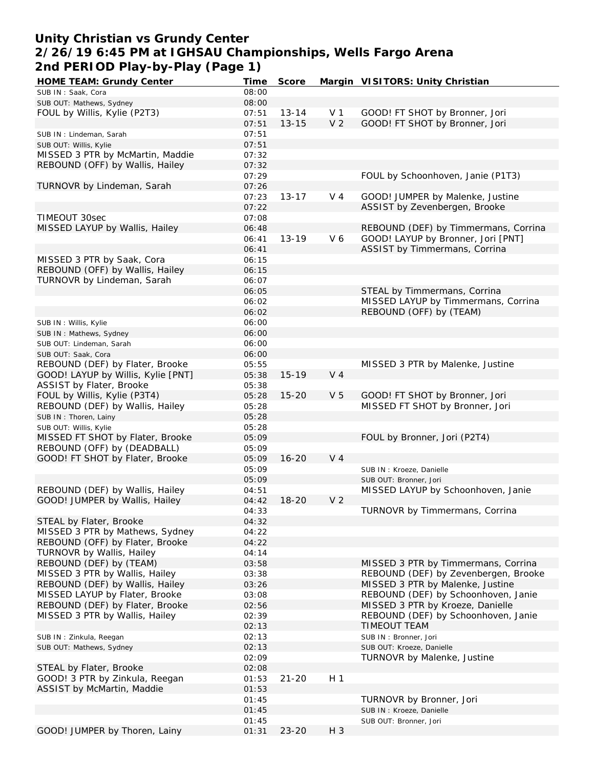# Unity Christian vs Grundy Center
## 2/26/19 6:45 PM at IGHSAU Championships, Wells Fargo Arena
## 2nd PERIOD Play-by-Play (Page 1)

| HOME TEAM: Grundy Center | Time | Score | Margin | VISITORS: Unity Christian |
|---|---|---|---|---|
| SUB IN : Saak, Cora | 08:00 | | | |
| SUB OUT: Mathews, Sydney | 08:00 | | | |
| FOUL by Willis, Kylie (P2T3) | 07:51 | 13-14 | V 1 | GOOD! FT SHOT by Bronner, Jori |
| | 07:51 | 13-15 | V 2 | GOOD! FT SHOT by Bronner, Jori |
| SUB IN : Lindeman, Sarah | 07:51 | | | |
| SUB OUT: Willis, Kylie | 07:51 | | | |
| MISSED 3 PTR by McMartin, Maddie | 07:32 | | | |
| REBOUND (OFF) by Wallis, Hailey | 07:32 | | | |
| | 07:29 | | | FOUL by Schoonhoven, Janie (P1T3) |
| TURNOVR by Lindeman, Sarah | 07:26 | | | |
| | 07:23 | 13-17 | V 4 | GOOD! JUMPER by Malenke, Justine |
| | 07:22 | | | ASSIST by Zevenbergen, Brooke |
| TIMEOUT 30sec | 07:08 | | | |
| MISSED LAYUP by Wallis, Hailey | 06:48 | | | REBOUND (DEF) by Timmermans, Corrina |
| | 06:41 | 13-19 | V 6 | GOOD! LAYUP by Bronner, Jori [PNT] |
| | 06:41 | | | ASSIST by Timmermans, Corrina |
| MISSED 3 PTR by Saak, Cora | 06:15 | | | |
| REBOUND (OFF) by Wallis, Hailey | 06:15 | | | |
| TURNOVR by Lindeman, Sarah | 06:07 | | | |
| | 06:05 | | | STEAL by Timmermans, Corrina |
| | 06:02 | | | MISSED LAYUP by Timmermans, Corrina |
| | 06:02 | | | REBOUND (OFF) by (TEAM) |
| SUB IN : Willis, Kylie | 06:00 | | | |
| SUB IN : Mathews, Sydney | 06:00 | | | |
| SUB OUT: Lindeman, Sarah | 06:00 | | | |
| SUB OUT: Saak, Cora | 06:00 | | | |
| REBOUND (DEF) by Flater, Brooke | 05:55 | | | MISSED 3 PTR by Malenke, Justine |
| GOOD! LAYUP by Willis, Kylie [PNT] | 05:38 | 15-19 | V 4 | |
| ASSIST by Flater, Brooke | 05:38 | | | |
| FOUL by Willis, Kylie (P3T4) | 05:28 | 15-20 | V 5 | GOOD! FT SHOT by Bronner, Jori |
| REBOUND (DEF) by Wallis, Hailey | 05:28 | | | MISSED FT SHOT by Bronner, Jori |
| SUB IN : Thoren, Lainy | 05:28 | | | |
| SUB OUT: Willis, Kylie | 05:28 | | | |
| MISSED FT SHOT by Flater, Brooke | 05:09 | | | FOUL by Bronner, Jori (P2T4) |
| REBOUND (OFF) by (DEADBALL) | 05:09 | | | |
| GOOD! FT SHOT by Flater, Brooke | 05:09 | 16-20 | V 4 | |
| | 05:09 | | | SUB IN : Kroeze, Danielle |
| | 05:09 | | | SUB OUT: Bronner, Jori |
| REBOUND (DEF) by Wallis, Hailey | 04:51 | | | MISSED LAYUP by Schoonhoven, Janie |
| GOOD! JUMPER by Wallis, Hailey | 04:42 | 18-20 | V 2 | |
| | 04:33 | | | TURNOVR by Timmermans, Corrina |
| STEAL by Flater, Brooke | 04:32 | | | |
| MISSED 3 PTR by Mathews, Sydney | 04:22 | | | |
| REBOUND (OFF) by Flater, Brooke | 04:22 | | | |
| TURNOVR by Wallis, Hailey | 04:14 | | | |
| REBOUND (DEF) by (TEAM) | 03:58 | | | MISSED 3 PTR by Timmermans, Corrina |
| MISSED 3 PTR by Wallis, Hailey | 03:38 | | | REBOUND (DEF) by Zevenbergen, Brooke |
| REBOUND (DEF) by Wallis, Hailey | 03:26 | | | MISSED 3 PTR by Malenke, Justine |
| MISSED LAYUP by Flater, Brooke | 03:08 | | | REBOUND (DEF) by Schoonhoven, Janie |
| REBOUND (DEF) by Flater, Brooke | 02:56 | | | MISSED 3 PTR by Kroeze, Danielle |
| MISSED 3 PTR by Wallis, Hailey | 02:39 | | | REBOUND (DEF) by Schoonhoven, Janie |
| | 02:13 | | | TIMEOUT TEAM |
| SUB IN : Zinkula, Reegan | 02:13 | | | SUB IN : Bronner, Jori |
| SUB OUT: Mathews, Sydney | 02:13 | | | SUB OUT: Kroeze, Danielle |
| | 02:09 | | | TURNOVR by Malenke, Justine |
| STEAL by Flater, Brooke | 02:08 | | | |
| GOOD! 3 PTR by Zinkula, Reegan | 01:53 | 21-20 | H 1 | |
| ASSIST by McMartin, Maddie | 01:53 | | | |
| | 01:45 | | | TURNOVR by Bronner, Jori |
| | 01:45 | | | SUB IN : Kroeze, Danielle |
| | 01:45 | | | SUB OUT: Bronner, Jori |
| GOOD! JUMPER by Thoren, Lainy | 01:31 | 23-20 | H 3 | |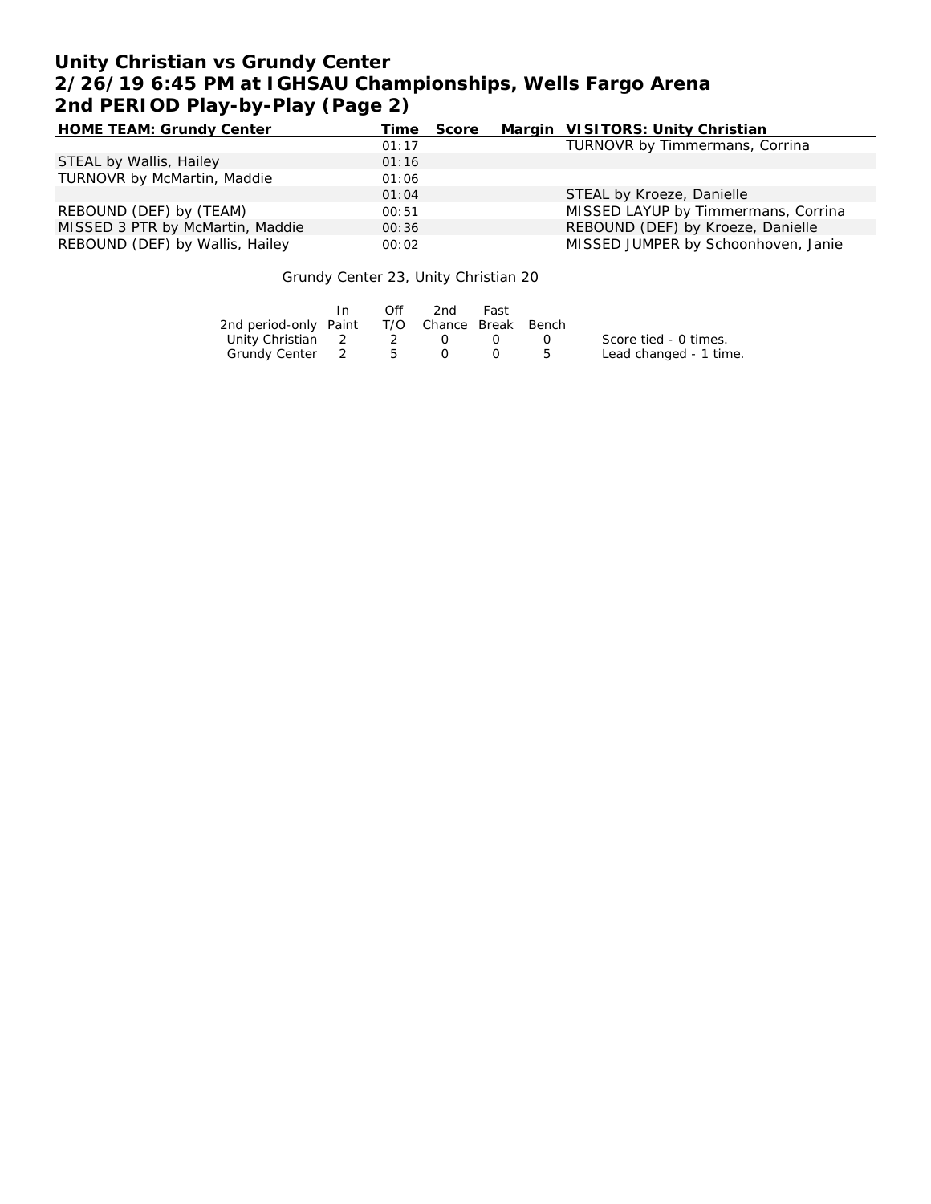# Unity Christian vs Grundy Center
## 2/26/19 6:45 PM at IGHSAU Championships, Wells Fargo Arena
## 2nd PERIOD Play-by-Play (Page 2)

| HOME TEAM: Grundy Center | Time | Score | Margin | VISITORS: Unity Christian |
|---|---|---|---|---|
| | 01:17 | | | TURNOVR by Timmermans, Corrina |
| STEAL by Wallis, Hailey | 01:16 | | | |
| TURNOVR by McMartin, Maddie | 01:06 | | | |
| | 01:04 | | | STEAL by Kroeze, Danielle |
| REBOUND (DEF) by (TEAM) | 00:51 | | | MISSED LAYUP by Timmermans, Corrina |
| MISSED 3 PTR by McMartin, Maddie | 00:36 | | | REBOUND (DEF) by Kroeze, Danielle |
| REBOUND (DEF) by Wallis, Hailey | 00:02 | | | MISSED JUMPER by Schoonhoven, Janie |

Grundy Center 23, Unity Christian 20

| 2nd period-only | In Paint | Off T/O | 2nd Chance | Fast Break | Bench |
|---|---|---|---|---|---|
| Unity Christian | 2 | 2 | 0 | 0 | 0 |
| Grundy Center | 2 | 5 | 0 | 0 | 5 |

Score tied - 0 times.
Lead changed - 1 time.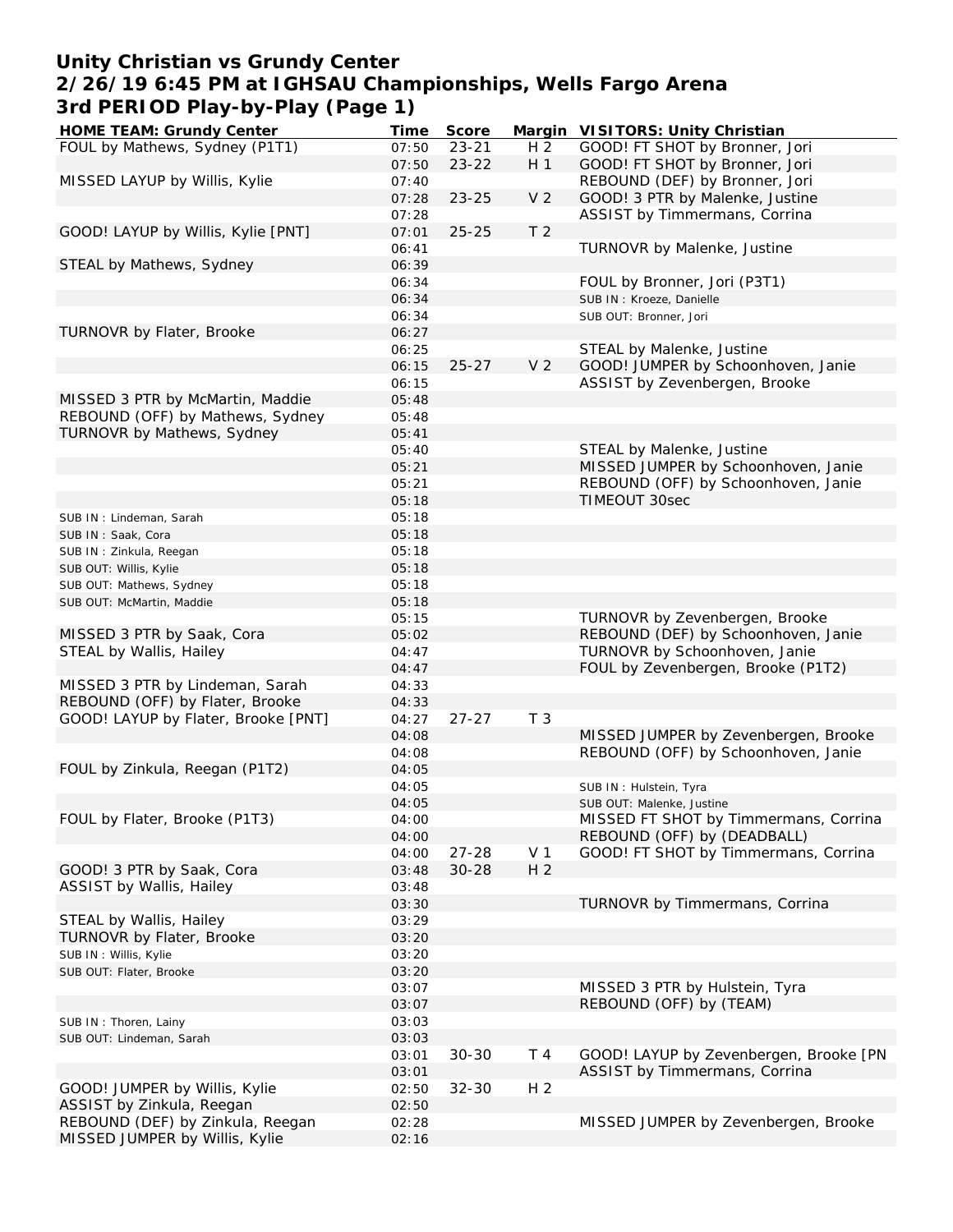# Unity Christian vs Grundy Center
## 2/26/19 6:45 PM at IGHSAU Championships, Wells Fargo Arena
## 3rd PERIOD Play-by-Play (Page 1)

| HOME TEAM: Grundy Center | Time | Score | Margin | VISITORS: Unity Christian |
|---|---|---|---|---|
| FOUL by Mathews, Sydney (P1T1) | 07:50 | 23-21 | H 2 | GOOD! FT SHOT by Bronner, Jori |
| | 07:50 | 23-22 | H 1 | GOOD! FT SHOT by Bronner, Jori |
| MISSED LAYUP by Willis, Kylie | 07:40 | | | REBOUND (DEF) by Bronner, Jori |
| | 07:28 | 23-25 | V 2 | GOOD! 3 PTR by Malenke, Justine |
| | 07:28 | | | ASSIST by Timmermans, Corrina |
| GOOD! LAYUP by Willis, Kylie [PNT] | 07:01 | 25-25 | T 2 | |
| | 06:41 | | | TURNOVR by Malenke, Justine |
| STEAL by Mathews, Sydney | 06:39 | | | |
| | 06:34 | | | FOUL by Bronner, Jori (P3T1) |
| | 06:34 | | | SUB IN : Kroeze, Danielle |
| | 06:34 | | | SUB OUT: Bronner, Jori |
| TURNOVR by Flater, Brooke | 06:27 | | | |
| | 06:25 | | | STEAL by Malenke, Justine |
| | 06:15 | 25-27 | V 2 | GOOD! JUMPER by Schoonhoven, Janie |
| | 06:15 | | | ASSIST by Zevenbergen, Brooke |
| MISSED 3 PTR by McMartin, Maddie | 05:48 | | | |
| REBOUND (OFF) by Mathews, Sydney | 05:48 | | | |
| TURNOVR by Mathews, Sydney | 05:41 | | | |
| | 05:40 | | | STEAL by Malenke, Justine |
| | 05:21 | | | MISSED JUMPER by Schoonhoven, Janie |
| | 05:21 | | | REBOUND (OFF) by Schoonhoven, Janie |
| | 05:18 | | | TIMEOUT 30sec |
| SUB IN : Lindeman, Sarah | 05:18 | | | |
| SUB IN : Saak, Cora | 05:18 | | | |
| SUB IN : Zinkula, Reegan | 05:18 | | | |
| SUB OUT: Willis, Kylie | 05:18 | | | |
| SUB OUT: Mathews, Sydney | 05:18 | | | |
| SUB OUT: McMartin, Maddie | 05:18 | | | |
| | 05:15 | | | TURNOVR by Zevenbergen, Brooke |
| MISSED 3 PTR by Saak, Cora | 05:02 | | | REBOUND (DEF) by Schoonhoven, Janie |
| STEAL by Wallis, Hailey | 04:47 | | | TURNOVR by Schoonhoven, Janie |
| | 04:47 | | | FOUL by Zevenbergen, Brooke (P1T2) |
| MISSED 3 PTR by Lindeman, Sarah | 04:33 | | | |
| REBOUND (OFF) by Flater, Brooke | 04:33 | | | |
| GOOD! LAYUP by Flater, Brooke [PNT] | 04:27 | 27-27 | T 3 | |
| | 04:08 | | | MISSED JUMPER by Zevenbergen, Brooke |
| | 04:08 | | | REBOUND (OFF) by Schoonhoven, Janie |
| FOUL by Zinkula, Reegan (P1T2) | 04:05 | | | |
| | 04:05 | | | SUB IN : Hulstein, Tyra |
| | 04:05 | | | SUB OUT: Malenke, Justine |
| FOUL by Flater, Brooke (P1T3) | 04:00 | | | MISSED FT SHOT by Timmermans, Corrina |
| | 04:00 | | | REBOUND (OFF) by (DEADBALL) |
| | 04:00 | 27-28 | V 1 | GOOD! FT SHOT by Timmermans, Corrina |
| GOOD! 3 PTR by Saak, Cora | 03:48 | 30-28 | H 2 | |
| ASSIST by Wallis, Hailey | 03:48 | | | |
| | 03:30 | | | TURNOVR by Timmermans, Corrina |
| STEAL by Wallis, Hailey | 03:29 | | | |
| TURNOVR by Flater, Brooke | 03:20 | | | |
| SUB IN : Willis, Kylie | 03:20 | | | |
| SUB OUT: Flater, Brooke | 03:20 | | | |
| | 03:07 | | | MISSED 3 PTR by Hulstein, Tyra |
| | 03:07 | | | REBOUND (OFF) by (TEAM) |
| SUB IN : Thoren, Lainy | 03:03 | | | |
| SUB OUT: Lindeman, Sarah | 03:03 | | | |
| | 03:01 | 30-30 | T 4 | GOOD! LAYUP by Zevenbergen, Brooke [PN |
| | 03:01 | | | ASSIST by Timmermans, Corrina |
| GOOD! JUMPER by Willis, Kylie | 02:50 | 32-30 | H 2 | |
| ASSIST by Zinkula, Reegan | 02:50 | | | |
| REBOUND (DEF) by Zinkula, Reegan | 02:28 | | | MISSED JUMPER by Zevenbergen, Brooke |
| MISSED JUMPER by Willis, Kylie | 02:16 | | | |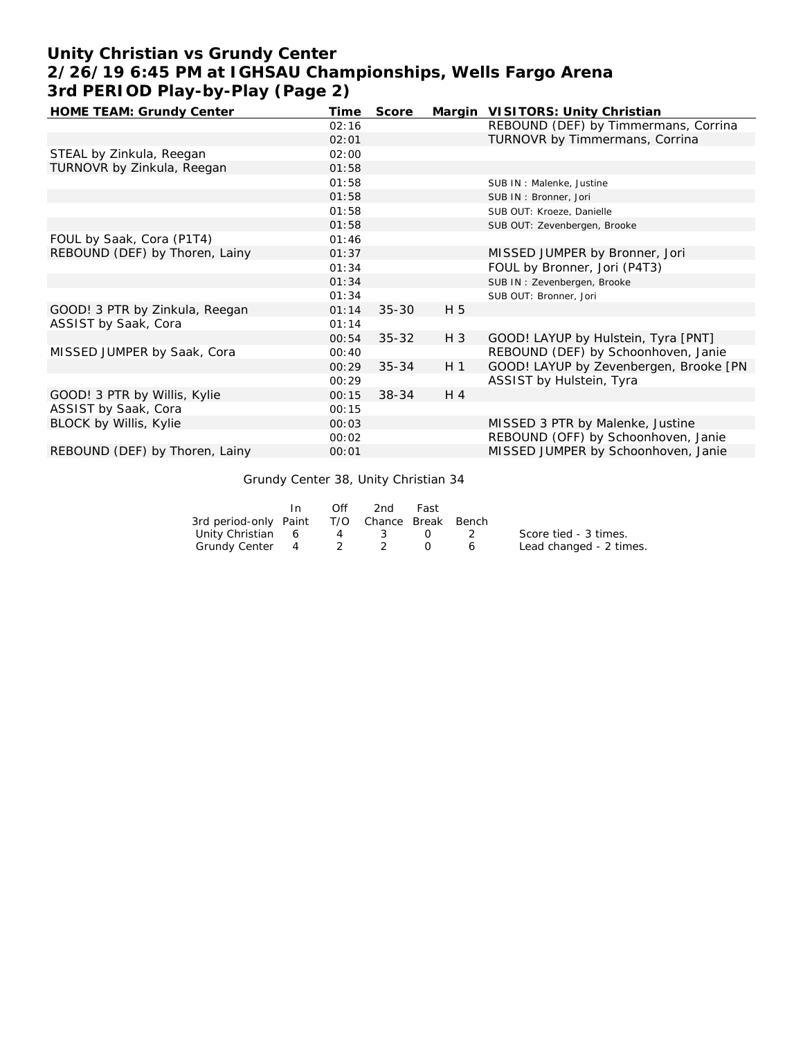# Unity Christian vs Grundy Center
## 2/26/19 6:45 PM at IGHSAU Championships, Wells Fargo Arena
## 3rd PERIOD Play-by-Play (Page 2)

| HOME TEAM: Grundy Center | Time | Score | Margin | VISITORS: Unity Christian |
|---|---|---|---|---|
| | 02:16 | | | REBOUND (DEF) by Timmermans, Corrina |
| | 02:01 | | | TURNOVR by Timmermans, Corrina |
| STEAL by Zinkula, Reegan | 02:00 | | | |
| TURNOVR by Zinkula, Reegan | 01:58 | | | |
| | 01:58 | | | SUB IN : Malenke, Justine |
| | 01:58 | | | SUB IN : Bronner, Jori |
| | 01:58 | | | SUB OUT: Kroeze, Danielle |
| | 01:58 | | | SUB OUT: Zevenbergen, Brooke |
| FOUL by Saak, Cora (P1T4) | 01:46 | | | |
| REBOUND (DEF) by Thoren, Lainy | 01:37 | | | MISSED JUMPER by Bronner, Jori |
| | 01:34 | | | FOUL by Bronner, Jori (P4T3) |
| | 01:34 | | | SUB IN : Zevenbergen, Brooke |
| | 01:34 | | | SUB OUT: Bronner, Jori |
| GOOD! 3 PTR by Zinkula, Reegan | 01:14 | 35-30 | H 5 | |
| ASSIST by Saak, Cora | 01:14 | | | |
| | 00:54 | 35-32 | H 3 | GOOD! LAYUP by Hulstein, Tyra [PNT] |
| MISSED JUMPER by Saak, Cora | 00:40 | | | REBOUND (DEF) by Schoonhoven, Janie |
| | 00:29 | 35-34 | H 1 | GOOD! LAYUP by Zevenbergen, Brooke [PN |
| | 00:29 | | | ASSIST by Hulstein, Tyra |
| GOOD! 3 PTR by Willis, Kylie | 00:15 | 38-34 | H 4 | |
| ASSIST by Saak, Cora | 00:15 | | | |
| BLOCK by Willis, Kylie | 00:03 | | | MISSED 3 PTR by Malenke, Justine |
| | 00:02 | | | REBOUND (OFF) by Schoonhoven, Janie |
| REBOUND (DEF) by Thoren, Lainy | 00:01 | | | MISSED JUMPER by Schoonhoven, Janie |

Grundy Center 38, Unity Christian 34

| 3rd period-only | In Paint | Off T/O | 2nd Chance | Fast Break | Bench |
|---|---|---|---|---|---|
| Unity Christian | 6 | 4 | 3 | 0 | 2 |
| Grundy Center | 4 | 2 | 2 | 0 | 6 |

Score tied - 3 times.
Lead changed - 2 times.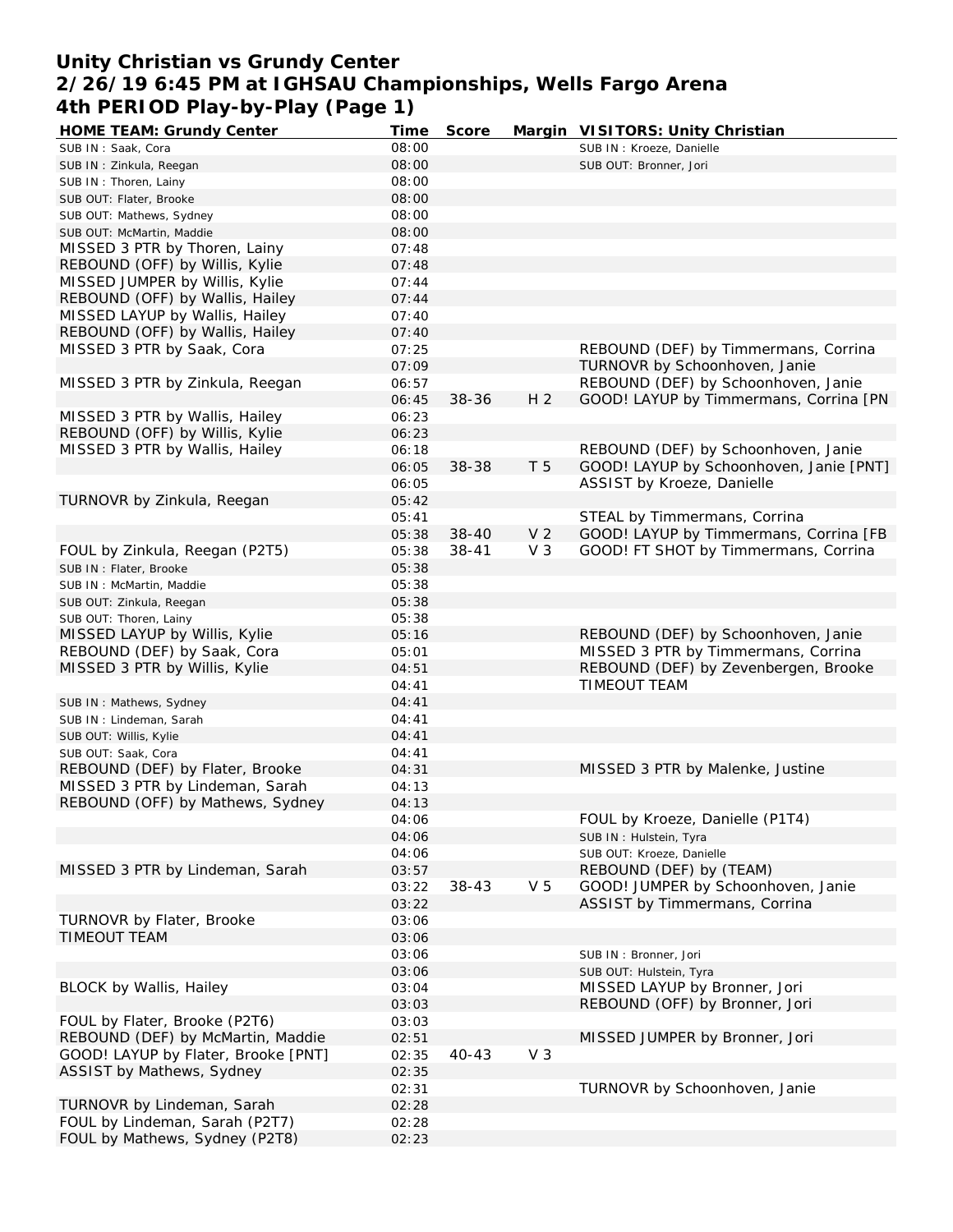# Unity Christian vs Grundy Center
## 2/26/19 6:45 PM at IGHSAU Championships, Wells Fargo Arena
## 4th PERIOD Play-by-Play (Page 1)

| HOME TEAM: Grundy Center | Time | Score | Margin | VISITORS: Unity Christian |
|---|---|---|---|---|
| SUB IN : Saak, Cora | 08:00 | | | SUB IN : Kroeze, Danielle |
| SUB IN : Zinkula, Reegan | 08:00 | | | SUB OUT: Bronner, Jori |
| SUB IN : Thoren, Lainy | 08:00 | | | |
| SUB OUT: Flater, Brooke | 08:00 | | | |
| SUB OUT: Mathews, Sydney | 08:00 | | | |
| SUB OUT: McMartin, Maddie | 08:00 | | | |
| MISSED 3 PTR by Thoren, Lainy | 07:48 | | | |
| REBOUND (OFF) by Willis, Kylie | 07:48 | | | |
| MISSED JUMPER by Willis, Kylie | 07:44 | | | |
| REBOUND (OFF) by Wallis, Hailey | 07:44 | | | |
| MISSED LAYUP by Wallis, Hailey | 07:40 | | | |
| REBOUND (OFF) by Wallis, Hailey | 07:40 | | | |
| MISSED 3 PTR by Saak, Cora | 07:25 | | | REBOUND (DEF) by Timmermans, Corrina |
| | 07:09 | | | TURNOVR by Schoonhoven, Janie |
| MISSED 3 PTR by Zinkula, Reegan | 06:57 | | | REBOUND (DEF) by Schoonhoven, Janie |
| | 06:45 | 38-36 | H 2 | GOOD! LAYUP by Timmermans, Corrina [PN |
| MISSED 3 PTR by Wallis, Hailey | 06:23 | | | |
| REBOUND (OFF) by Willis, Kylie | 06:23 | | | |
| MISSED 3 PTR by Wallis, Hailey | 06:18 | | | REBOUND (DEF) by Schoonhoven, Janie |
| | 06:05 | 38-38 | T 5 | GOOD! LAYUP by Schoonhoven, Janie [PNT] |
| | 06:05 | | | ASSIST by Kroeze, Danielle |
| TURNOVR by Zinkula, Reegan | 05:42 | | | |
| | 05:41 | | | STEAL by Timmermans, Corrina |
| | 05:38 | 38-40 | V 2 | GOOD! LAYUP by Timmermans, Corrina [FB |
| FOUL by Zinkula, Reegan (P2T5) | 05:38 | 38-41 | V 3 | GOOD! FT SHOT by Timmermans, Corrina |
| SUB IN : Flater, Brooke | 05:38 | | | |
| SUB IN : McMartin, Maddie | 05:38 | | | |
| SUB OUT: Zinkula, Reegan | 05:38 | | | |
| SUB OUT: Thoren, Lainy | 05:38 | | | |
| MISSED LAYUP by Willis, Kylie | 05:16 | | | REBOUND (DEF) by Schoonhoven, Janie |
| REBOUND (DEF) by Saak, Cora | 05:01 | | | MISSED 3 PTR by Timmermans, Corrina |
| MISSED 3 PTR by Willis, Kylie | 04:51 | | | REBOUND (DEF) by Zevenbergen, Brooke |
| | 04:41 | | | TIMEOUT TEAM |
| SUB IN : Mathews, Sydney | 04:41 | | | |
| SUB IN : Lindeman, Sarah | 04:41 | | | |
| SUB OUT: Willis, Kylie | 04:41 | | | |
| SUB OUT: Saak, Cora | 04:41 | | | |
| REBOUND (DEF) by Flater, Brooke | 04:31 | | | MISSED 3 PTR by Malenke, Justine |
| MISSED 3 PTR by Lindeman, Sarah | 04:13 | | | |
| REBOUND (OFF) by Mathews, Sydney | 04:13 | | | |
| | 04:06 | | | FOUL by Kroeze, Danielle (P1T4) |
| | 04:06 | | | SUB IN : Hulstein, Tyra |
| | 04:06 | | | SUB OUT: Kroeze, Danielle |
| MISSED 3 PTR by Lindeman, Sarah | 03:57 | | | REBOUND (DEF) by (TEAM) |
| | 03:22 | 38-43 | V 5 | GOOD! JUMPER by Schoonhoven, Janie |
| | 03:22 | | | ASSIST by Timmermans, Corrina |
| TURNOVR by Flater, Brooke | 03:06 | | | |
| TIMEOUT TEAM | 03:06 | | | |
| | 03:06 | | | SUB IN : Bronner, Jori |
| | 03:06 | | | SUB OUT: Hulstein, Tyra |
| BLOCK by Wallis, Hailey | 03:04 | | | MISSED LAYUP by Bronner, Jori |
| | 03:03 | | | REBOUND (OFF) by Bronner, Jori |
| FOUL by Flater, Brooke (P2T6) | 03:03 | | | |
| REBOUND (DEF) by McMartin, Maddie | 02:51 | | | MISSED JUMPER by Bronner, Jori |
| GOOD! LAYUP by Flater, Brooke [PNT] | 02:35 | 40-43 | V 3 | |
| ASSIST by Mathews, Sydney | 02:35 | | | |
| | 02:31 | | | TURNOVR by Schoonhoven, Janie |
| TURNOVR by Lindeman, Sarah | 02:28 | | | |
| FOUL by Lindeman, Sarah (P2T7) | 02:28 | | | |
| FOUL by Mathews, Sydney (P2T8) | 02:23 | | | |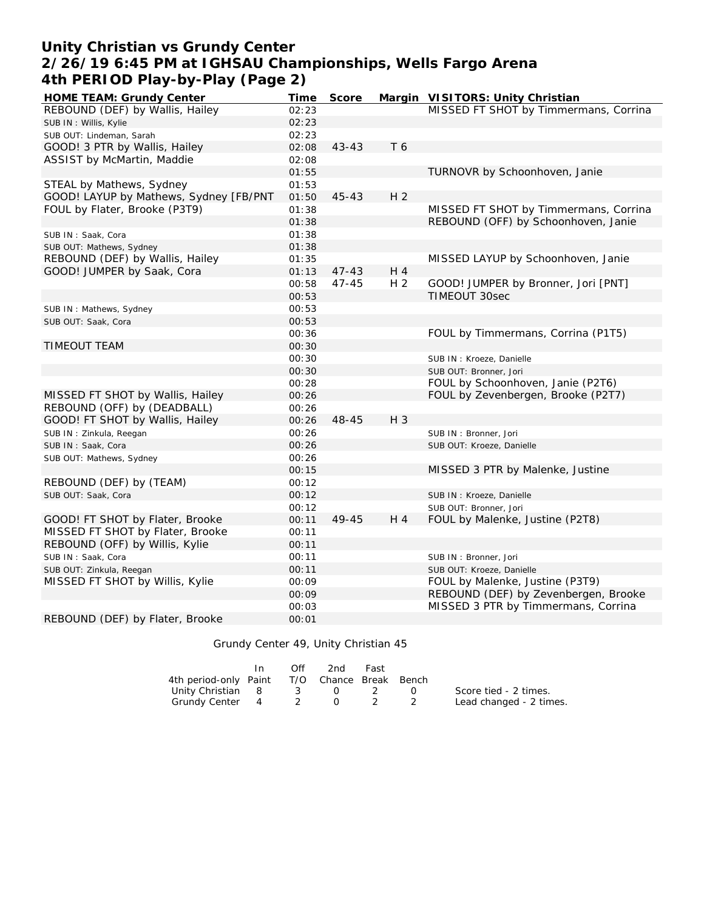# Unity Christian vs Grundy Center
## 2/26/19 6:45 PM at IGHSAU Championships, Wells Fargo Arena
## 4th PERIOD Play-by-Play (Page 2)

| HOME TEAM: Grundy Center | Time | Score | Margin | VISITORS: Unity Christian |
|---|---|---|---|---|
| REBOUND (DEF) by Wallis, Hailey | 02:23 | | | MISSED FT SHOT by Timmermans, Corrina |
| SUB IN : Willis, Kylie | 02:23 | | | |
| SUB OUT: Lindeman, Sarah | 02:23 | | | |
| GOOD! 3 PTR by Wallis, Hailey | 02:08 | 43-43 | T 6 | |
| ASSIST by McMartin, Maddie | 02:08 | | | |
| | 01:55 | | | TURNOVR by Schoonhoven, Janie |
| STEAL by Mathews, Sydney | 01:53 | | | |
| GOOD! LAYUP by Mathews, Sydney [FB/PNT | 01:50 | 45-43 | H 2 | |
| FOUL by Flater, Brooke (P3T9) | 01:38 | | | MISSED FT SHOT by Timmermans, Corrina |
| | 01:38 | | | REBOUND (OFF) by Schoonhoven, Janie |
| SUB IN : Saak, Cora | 01:38 | | | |
| SUB OUT: Mathews, Sydney | 01:38 | | | |
| REBOUND (DEF) by Wallis, Hailey | 01:35 | | | MISSED LAYUP by Schoonhoven, Janie |
| GOOD! JUMPER by Saak, Cora | 01:13 | 47-43 | H 4 | |
| | 00:58 | 47-45 | H 2 | GOOD! JUMPER by Bronner, Jori [PNT] |
| | 00:53 | | | TIMEOUT 30sec |
| SUB IN : Mathews, Sydney | 00:53 | | | |
| SUB OUT: Saak, Cora | 00:53 | | | |
| | 00:36 | | | FOUL by Timmermans, Corrina (P1T5) |
| TIMEOUT TEAM | 00:30 | | | |
| | 00:30 | | | SUB IN : Kroeze, Danielle |
| | 00:30 | | | SUB OUT: Bronner, Jori |
| | 00:28 | | | FOUL by Schoonhoven, Janie (P2T6) |
| MISSED FT SHOT by Wallis, Hailey | 00:26 | | | FOUL by Zevenbergen, Brooke (P2T7) |
| REBOUND (OFF) by (DEADBALL) | 00:26 | | | |
| GOOD! FT SHOT by Wallis, Hailey | 00:26 | 48-45 | H 3 | |
| SUB IN : Zinkula, Reegan | 00:26 | | | SUB IN : Bronner, Jori |
| SUB IN : Saak, Cora | 00:26 | | | SUB OUT: Kroeze, Danielle |
| SUB OUT: Mathews, Sydney | 00:26 | | | |
| | 00:15 | | | MISSED 3 PTR by Malenke, Justine |
| REBOUND (DEF) by (TEAM) | 00:12 | | | |
| SUB OUT: Saak, Cora | 00:12 | | | SUB IN : Kroeze, Danielle |
| | 00:12 | | | SUB OUT: Bronner, Jori |
| GOOD! FT SHOT by Flater, Brooke | 00:11 | 49-45 | H 4 | FOUL by Malenke, Justine (P2T8) |
| MISSED FT SHOT by Flater, Brooke | 00:11 | | | |
| REBOUND (OFF) by Willis, Kylie | 00:11 | | | |
| SUB IN : Saak, Cora | 00:11 | | | SUB IN : Bronner, Jori |
| SUB OUT: Zinkula, Reegan | 00:11 | | | SUB OUT: Kroeze, Danielle |
| MISSED FT SHOT by Willis, Kylie | 00:09 | | | FOUL by Malenke, Justine (P3T9) |
| | 00:09 | | | REBOUND (DEF) by Zevenbergen, Brooke |
| | 00:03 | | | MISSED 3 PTR by Timmermans, Corrina |
| REBOUND (DEF) by Flater, Brooke | 00:01 | | | |

Grundy Center 49, Unity Christian 45

| 4th period-only | In Paint | Off T/O | 2nd Chance | Fast Break | Bench |
|---|---|---|---|---|---|
| Unity Christian | 8 | 3 | 0 | 2 | 0 |
| Grundy Center | 4 | 2 | 0 | 2 | 2 |

Score tied - 2 times.
Lead changed - 2 times.